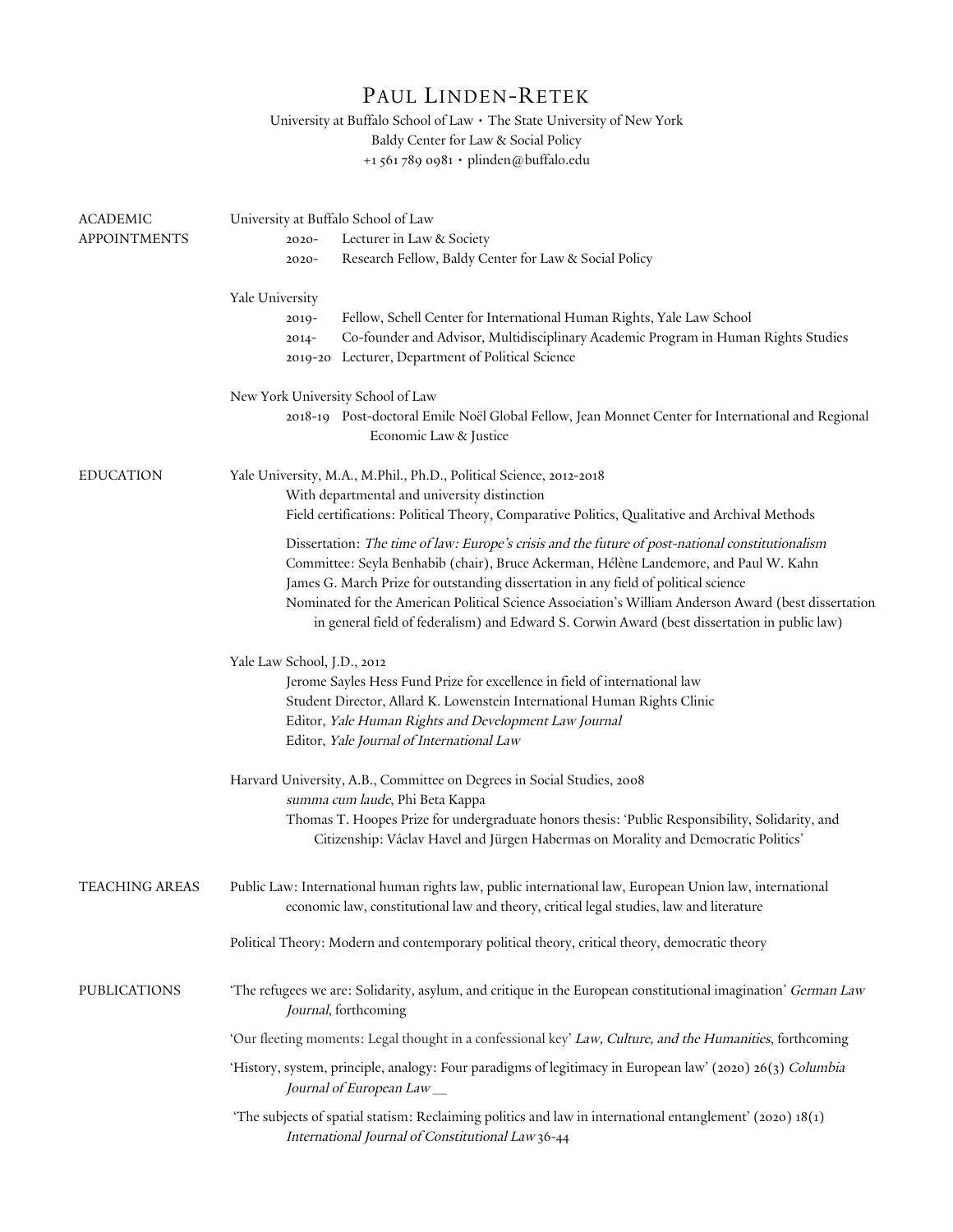# Paul Linden-Retek

University at Buffalo School of Law • The State University of New York
Baldy Center for Law & Social Policy
+1 561 789 0981 • plinden@buffalo.edu

## ACADEMIC APPOINTMENTS

University at Buffalo School of Law

- 2020- Lecturer in Law & Society
- 2020- Research Fellow, Baldy Center for Law & Social Policy

Yale University

- 2019- Fellow, Schell Center for International Human Rights, Yale Law School
- 2014- Co-founder and Advisor, Multidisciplinary Academic Program in Human Rights Studies
- 2019-20 Lecturer, Department of Political Science

New York University School of Law

- 2018-19 Post-doctoral Emile Noël Global Fellow, Jean Monnet Center for International and Regional Economic Law & Justice

## EDUCATION

Yale University, M.A., M.Phil., Ph.D., Political Science, 2012-2018
With departmental and university distinction
Field certifications: Political Theory, Comparative Politics, Qualitative and Archival Methods

Dissertation: *The time of law: Europe's crisis and the future of post-national constitutionalism*
Committee: Seyla Benhabib (chair), Bruce Ackerman, Hélène Landemore, and Paul W. Kahn
James G. March Prize for outstanding dissertation in any field of political science
Nominated for the American Political Science Association's William Anderson Award (best dissertation in general field of federalism) and Edward S. Corwin Award (best dissertation in public law)

Yale Law School, J.D., 2012
Jerome Sayles Hess Fund Prize for excellence in field of international law
Student Director, Allard K. Lowenstein International Human Rights Clinic
Editor, *Yale Human Rights and Development Law Journal*
Editor, *Yale Journal of International Law*

Harvard University, A.B., Committee on Degrees in Social Studies, 2008
*summa cum laude*, Phi Beta Kappa
Thomas T. Hoopes Prize for undergraduate honors thesis: 'Public Responsibility, Solidarity, and Citizenship: Václav Havel and Jürgen Habermas on Morality and Democratic Politics'

## TEACHING AREAS

Public Law: International human rights law, public international law, European Union law, international economic law, constitutional law and theory, critical legal studies, law and literature

Political Theory: Modern and contemporary political theory, critical theory, democratic theory

## PUBLICATIONS

'The refugees we are: Solidarity, asylum, and critique in the European constitutional imagination' *German Law Journal*, forthcoming

'Our fleeting moments: Legal thought in a confessional key' *Law, Culture, and the Humanities*, forthcoming

'History, system, principle, analogy: Four paradigms of legitimacy in European law' (2020) 26(3) *Columbia Journal of European Law* __

'The subjects of spatial statism: Reclaiming politics and law in international entanglement' (2020) 18(1) *International Journal of Constitutional Law* 36-44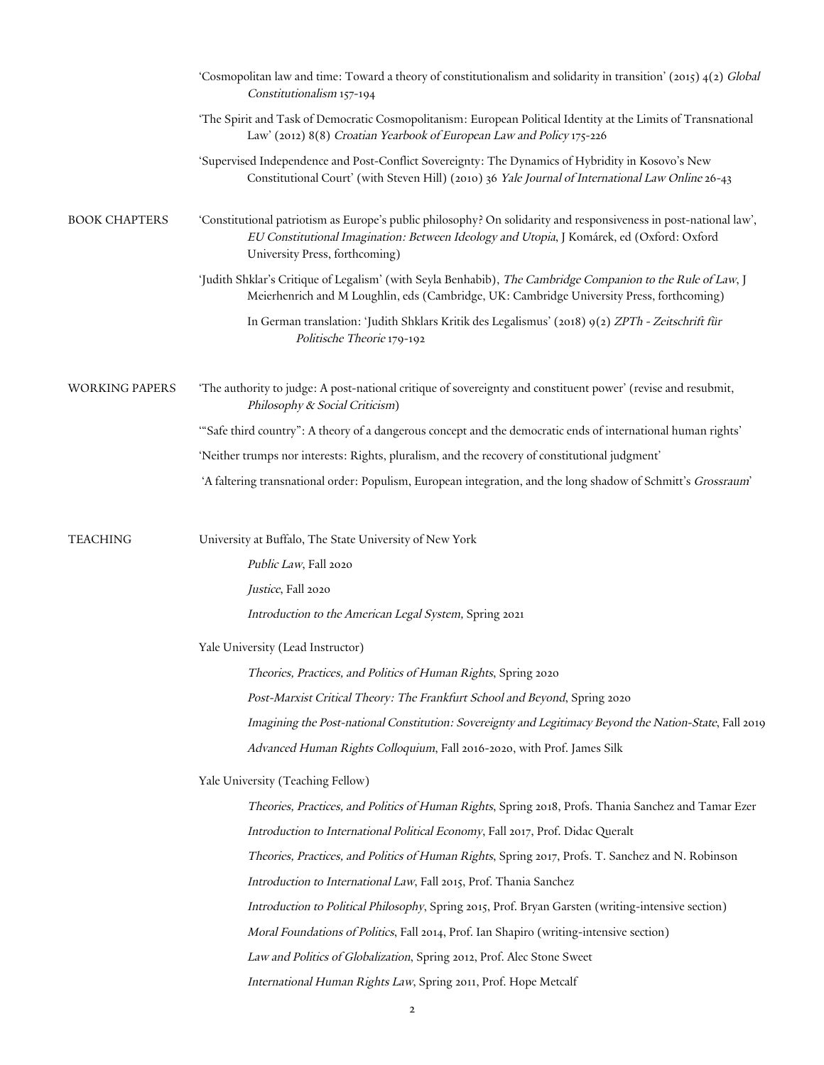'Cosmopolitan law and time: Toward a theory of constitutionalism and solidarity in transition' (2015) 4(2) *Global Constitutionalism* 157-194

'The Spirit and Task of Democratic Cosmopolitanism: European Political Identity at the Limits of Transnational Law' (2012) 8(8) *Croatian Yearbook of European Law and Policy* 175-226

'Supervised Independence and Post-Conflict Sovereignty: The Dynamics of Hybridity in Kosovo's New Constitutional Court' (with Steven Hill) (2010) 36 *Yale Journal of International Law Online* 26-43

## BOOK CHAPTERS

'Constitutional patriotism as Europe's public philosophy? On solidarity and responsiveness in post-national law', *EU Constitutional Imagination: Between Ideology and Utopia*, J Komárek, ed (Oxford: Oxford University Press, forthcoming)

'Judith Shklar's Critique of Legalism' (with Seyla Benhabib), *The Cambridge Companion to the Rule of Law*, J Meierhenrich and M Loughlin, eds (Cambridge, UK: Cambridge University Press, forthcoming)

In German translation: 'Judith Shklars Kritik des Legalismus' (2018) 9(2) *ZPTh - Zeitschrift für Politische Theorie* 179-192

## WORKING PAPERS

'The authority to judge: A post-national critique of sovereignty and constituent power' (revise and resubmit, *Philosophy & Social Criticism*)

'"Safe third country": A theory of a dangerous concept and the democratic ends of international human rights'

'Neither trumps nor interests: Rights, pluralism, and the recovery of constitutional judgment'

'A faltering transnational order: Populism, European integration, and the long shadow of Schmitt's *Grossraum*'

## TEACHING

University at Buffalo, The State University of New York

- *Public Law*, Fall 2020
- *Justice*, Fall 2020
- *Introduction to the American Legal System,* Spring 2021

Yale University (Lead Instructor)

- *Theories, Practices, and Politics of Human Rights*, Spring 2020
- *Post-Marxist Critical Theory: The Frankfurt School and Beyond*, Spring 2020
- *Imagining the Post-national Constitution: Sovereignty and Legitimacy Beyond the Nation-State*, Fall 2019
- *Advanced Human Rights Colloquium*, Fall 2016-2020, with Prof. James Silk

Yale University (Teaching Fellow)

- *Theories, Practices, and Politics of Human Rights*, Spring 2018, Profs. Thania Sanchez and Tamar Ezer
- *Introduction to International Political Economy*, Fall 2017, Prof. Didac Queralt
- *Theories, Practices, and Politics of Human Rights*, Spring 2017, Profs. T. Sanchez and N. Robinson
- *Introduction to International Law*, Fall 2015, Prof. Thania Sanchez
- *Introduction to Political Philosophy*, Spring 2015, Prof. Bryan Garsten (writing-intensive section)
- *Moral Foundations of Politics*, Fall 2014, Prof. Ian Shapiro (writing-intensive section)
- *Law and Politics of Globalization*, Spring 2012, Prof. Alec Stone Sweet
- *International Human Rights Law*, Spring 2011, Prof. Hope Metcalf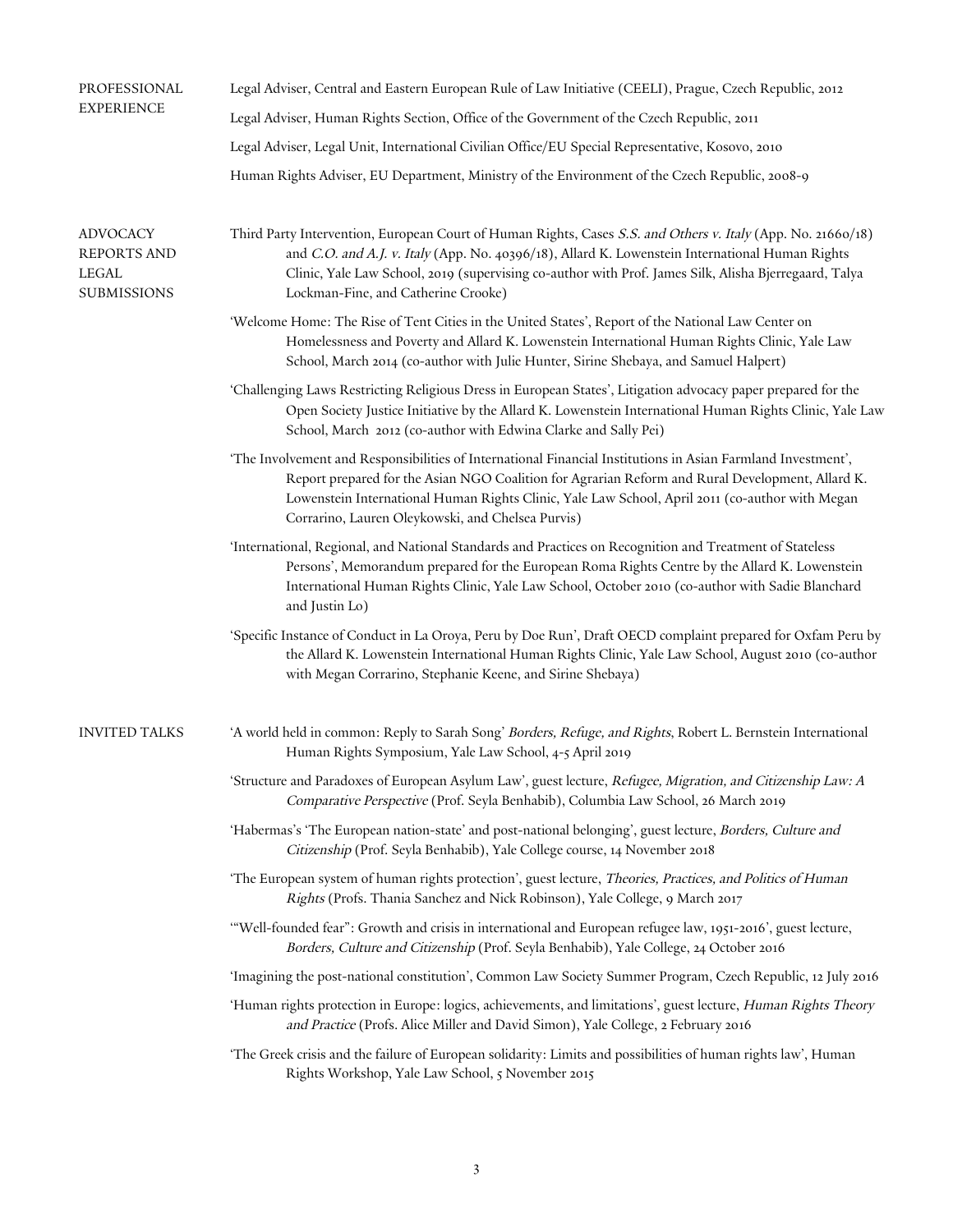## PROFESSIONAL EXPERIENCE

Legal Adviser, Central and Eastern European Rule of Law Initiative (CEELI), Prague, Czech Republic, 2012

Legal Adviser, Human Rights Section, Office of the Government of the Czech Republic, 2011

Legal Adviser, Legal Unit, International Civilian Office/EU Special Representative, Kosovo, 2010

Human Rights Adviser, EU Department, Ministry of the Environment of the Czech Republic, 2008-9

## ADVOCACY REPORTS AND LEGAL SUBMISSIONS

Third Party Intervention, European Court of Human Rights, Cases *S.S. and Others v. Italy* (App. No. 21660/18) and *C.O. and A.J. v. Italy* (App. No. 40396/18), Allard K. Lowenstein International Human Rights Clinic, Yale Law School, 2019 (supervising co-author with Prof. James Silk, Alisha Bjerregaard, Talya Lockman-Fine, and Catherine Crooke)

'Welcome Home: The Rise of Tent Cities in the United States', Report of the National Law Center on Homelessness and Poverty and Allard K. Lowenstein International Human Rights Clinic, Yale Law School, March 2014 (co-author with Julie Hunter, Sirine Shebaya, and Samuel Halpert)

'Challenging Laws Restricting Religious Dress in European States', Litigation advocacy paper prepared for the Open Society Justice Initiative by the Allard K. Lowenstein International Human Rights Clinic, Yale Law School, March 2012 (co-author with Edwina Clarke and Sally Pei)

'The Involvement and Responsibilities of International Financial Institutions in Asian Farmland Investment', Report prepared for the Asian NGO Coalition for Agrarian Reform and Rural Development, Allard K. Lowenstein International Human Rights Clinic, Yale Law School, April 2011 (co-author with Megan Corrarino, Lauren Oleykowski, and Chelsea Purvis)

'International, Regional, and National Standards and Practices on Recognition and Treatment of Stateless Persons', Memorandum prepared for the European Roma Rights Centre by the Allard K. Lowenstein International Human Rights Clinic, Yale Law School, October 2010 (co-author with Sadie Blanchard and Justin Lo)

'Specific Instance of Conduct in La Oroya, Peru by Doe Run', Draft OECD complaint prepared for Oxfam Peru by the Allard K. Lowenstein International Human Rights Clinic, Yale Law School, August 2010 (co-author with Megan Corrarino, Stephanie Keene, and Sirine Shebaya)

## INVITED TALKS

'A world held in common: Reply to Sarah Song' *Borders, Refuge, and Rights*, Robert L. Bernstein International Human Rights Symposium, Yale Law School, 4-5 April 2019

'Structure and Paradoxes of European Asylum Law', guest lecture, *Refugee, Migration, and Citizenship Law: A Comparative Perspective* (Prof. Seyla Benhabib), Columbia Law School, 26 March 2019

'Habermas's 'The European nation-state' and post-national belonging', guest lecture, *Borders, Culture and Citizenship* (Prof. Seyla Benhabib), Yale College course, 14 November 2018

'The European system of human rights protection', guest lecture, *Theories, Practices, and Politics of Human Rights* (Profs. Thania Sanchez and Nick Robinson), Yale College, 9 March 2017

'"Well-founded fear": Growth and crisis in international and European refugee law, 1951-2016', guest lecture, *Borders, Culture and Citizenship* (Prof. Seyla Benhabib), Yale College, 24 October 2016

'Imagining the post-national constitution', Common Law Society Summer Program, Czech Republic, 12 July 2016

'Human rights protection in Europe: logics, achievements, and limitations', guest lecture, *Human Rights Theory and Practice* (Profs. Alice Miller and David Simon), Yale College, 2 February 2016

'The Greek crisis and the failure of European solidarity: Limits and possibilities of human rights law', Human Rights Workshop, Yale Law School, 5 November 2015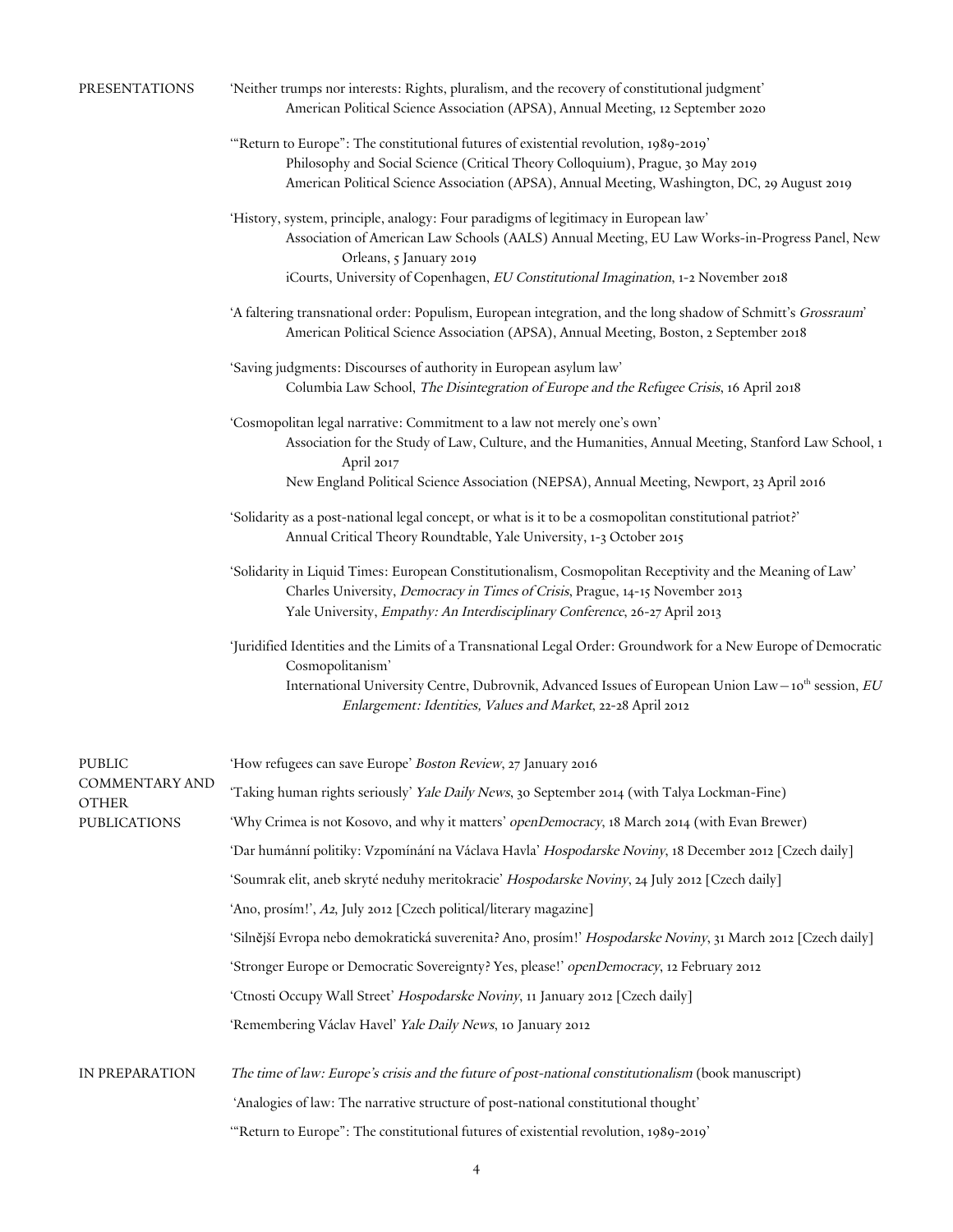## PRESENTATIONS

'Neither trumps nor interests: Rights, pluralism, and the recovery of constitutional judgment'
- American Political Science Association (APSA), Annual Meeting, 12 September 2020

'"Return to Europe": The constitutional futures of existential revolution, 1989-2019'
- Philosophy and Social Science (Critical Theory Colloquium), Prague, 30 May 2019
- American Political Science Association (APSA), Annual Meeting, Washington, DC, 29 August 2019

'History, system, principle, analogy: Four paradigms of legitimacy in European law'
- Association of American Law Schools (AALS) Annual Meeting, EU Law Works-in-Progress Panel, New Orleans, 5 January 2019
- iCourts, University of Copenhagen, *EU Constitutional Imagination*, 1-2 November 2018

'A faltering transnational order: Populism, European integration, and the long shadow of Schmitt's *Grossraum*'
- American Political Science Association (APSA), Annual Meeting, Boston, 2 September 2018

'Saving judgments: Discourses of authority in European asylum law'
- Columbia Law School, *The Disintegration of Europe and the Refugee Crisis*, 16 April 2018

'Cosmopolitan legal narrative: Commitment to a law not merely one's own'
- Association for the Study of Law, Culture, and the Humanities, Annual Meeting, Stanford Law School, 1 April 2017
- New England Political Science Association (NEPSA), Annual Meeting, Newport, 23 April 2016

'Solidarity as a post-national legal concept, or what is it to be a cosmopolitan constitutional patriot?'
- Annual Critical Theory Roundtable, Yale University, 1-3 October 2015

'Solidarity in Liquid Times: European Constitutionalism, Cosmopolitan Receptivity and the Meaning of Law'
- Charles University, *Democracy in Times of Crisis*, Prague, 14-15 November 2013
- Yale University, *Empathy: An Interdisciplinary Conference*, 26-27 April 2013

'Juridified Identities and the Limits of a Transnational Legal Order: Groundwork for a New Europe of Democratic Cosmopolitanism'
- International University Centre, Dubrovnik, Advanced Issues of European Union Law – 10th session, *EU Enlargement: Identities, Values and Market*, 22-28 April 2012

## PUBLIC COMMENTARY AND OTHER PUBLICATIONS

'How refugees can save Europe' *Boston Review*, 27 January 2016

'Taking human rights seriously' *Yale Daily News*, 30 September 2014 (with Talya Lockman-Fine)

'Why Crimea is not Kosovo, and why it matters' *openDemocracy*, 18 March 2014 (with Evan Brewer)

'Dar humánní politiky: Vzpomínání na Václava Havla' *Hospodarske Noviny*, 18 December 2012 [Czech daily]

'Soumrak elit, aneb skryté neduhy meritokracie' *Hospodarske Noviny*, 24 July 2012 [Czech daily]

'Ano, prosím!', *A2*, July 2012 [Czech political/literary magazine]

'Silnější Evropa nebo demokratická suverenita? Ano, prosím!' *Hospodarske Noviny*, 31 March 2012 [Czech daily]

'Stronger Europe or Democratic Sovereignty? Yes, please!' *openDemocracy*, 12 February 2012

'Ctnosti Occupy Wall Street' *Hospodarske Noviny*, 11 January 2012 [Czech daily]

'Remembering Václav Havel' *Yale Daily News*, 10 January 2012

## IN PREPARATION

*The time of law: Europe's crisis and the future of post-national constitutionalism* (book manuscript)

'Analogies of law: The narrative structure of post-national constitutional thought'

'"Return to Europe": The constitutional futures of existential revolution, 1989-2019'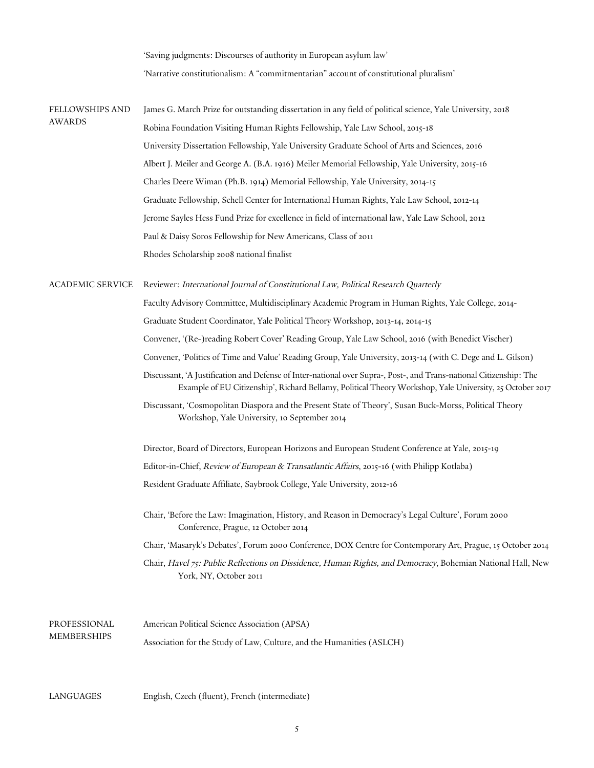'Saving judgments: Discourses of authority in European asylum law'

'Narrative constitutionalism: A "commitmentarian" account of constitutional pluralism'

## FELLOWSHIPS AND AWARDS

James G. March Prize for outstanding dissertation in any field of political science, Yale University, 2018

Robina Foundation Visiting Human Rights Fellowship, Yale Law School, 2015-18

University Dissertation Fellowship, Yale University Graduate School of Arts and Sciences, 2016

Albert J. Meiler and George A. (B.A. 1916) Meiler Memorial Fellowship, Yale University, 2015-16

Charles Deere Wiman (Ph.B. 1914) Memorial Fellowship, Yale University, 2014-15

Graduate Fellowship, Schell Center for International Human Rights, Yale Law School, 2012-14

Jerome Sayles Hess Fund Prize for excellence in field of international law, Yale Law School, 2012

Paul & Daisy Soros Fellowship for New Americans, Class of 2011

Rhodes Scholarship 2008 national finalist

## ACADEMIC SERVICE

Reviewer: *International Journal of Constitutional Law, Political Research Quarterly*

Faculty Advisory Committee, Multidisciplinary Academic Program in Human Rights, Yale College, 2014-

Graduate Student Coordinator, Yale Political Theory Workshop, 2013-14, 2014-15

Convener, '(Re-)reading Robert Cover' Reading Group, Yale Law School, 2016 (with Benedict Vischer)

Convener, 'Politics of Time and Value' Reading Group, Yale University, 2013-14 (with C. Dege and L. Gilson)

Discussant, 'A Justification and Defense of Inter-national over Supra-, Post-, and Trans-national Citizenship: The Example of EU Citizenship', Richard Bellamy, Political Theory Workshop, Yale University, 25 October 2017

Discussant, 'Cosmopolitan Diaspora and the Present State of Theory', Susan Buck-Morss, Political Theory Workshop, Yale University, 10 September 2014

Director, Board of Directors, European Horizons and European Student Conference at Yale, 2015-19

Editor-in-Chief, *Review of European & Transatlantic Affairs*, 2015-16 (with Philipp Kotlaba)

Resident Graduate Affiliate, Saybrook College, Yale University, 2012-16

Chair, 'Before the Law: Imagination, History, and Reason in Democracy's Legal Culture', Forum 2000 Conference, Prague, 12 October 2014

Chair, 'Masaryk's Debates', Forum 2000 Conference, DOX Centre for Contemporary Art, Prague, 15 October 2014

Chair, *Havel 75: Public Reflections on Dissidence, Human Rights, and Democracy,* Bohemian National Hall, New York, NY, October 2011

## PROFESSIONAL MEMBERSHIPS

American Political Science Association (APSA)

Association for the Study of Law, Culture, and the Humanities (ASLCH)

## LANGUAGES

English, Czech (fluent), French (intermediate)